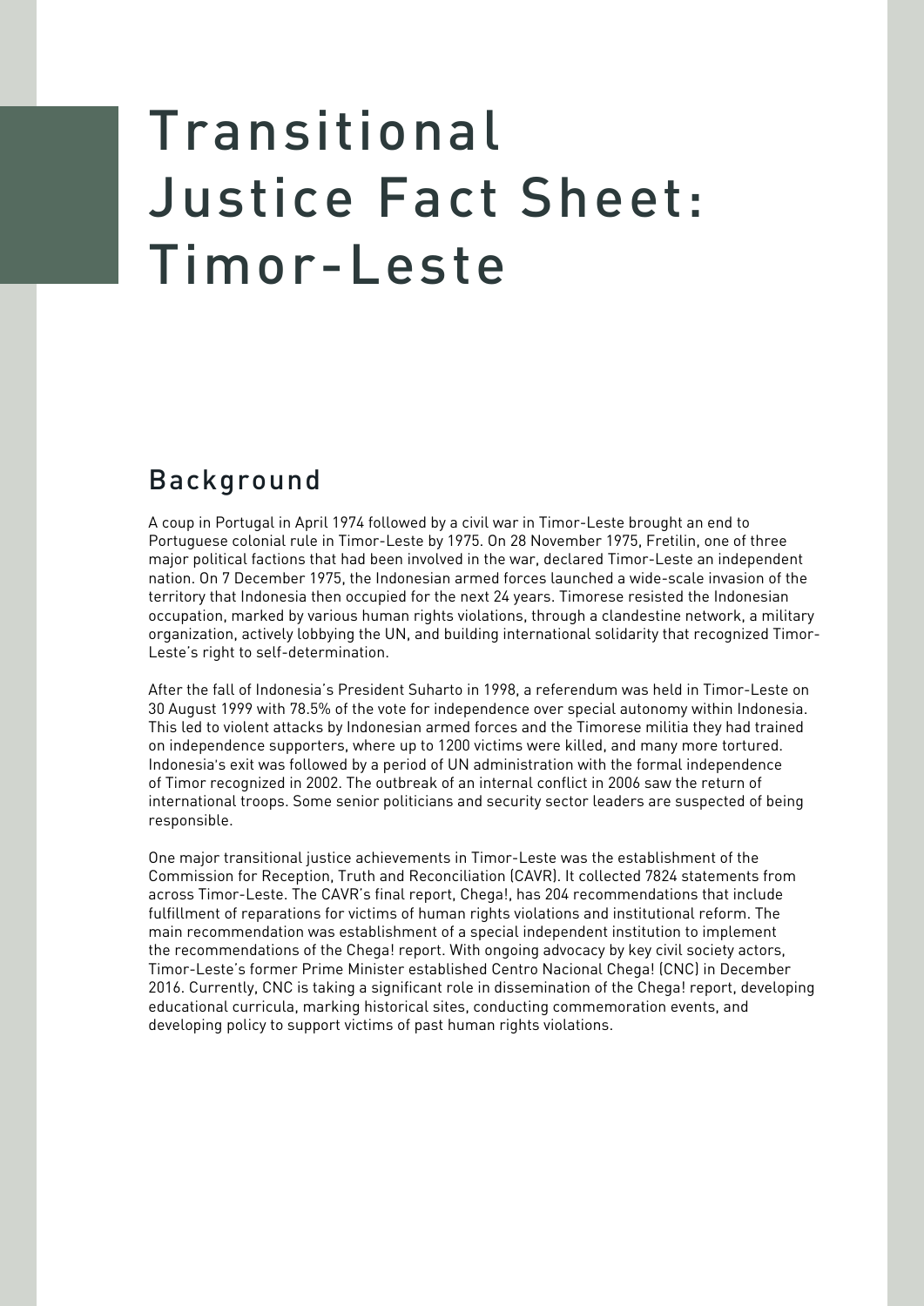# Transitional Justice Fact Sheet: Timor-Leste

## Background

A coup in Portugal in April 1974 followed by a civil war in Timor-Leste brought an end to Portuguese colonial rule in Timor-Leste by 1975. On 28 November 1975, Fretilin, one of three major political factions that had been involved in the war, declared Timor-Leste an independent nation. On 7 December 1975, the Indonesian armed forces launched a wide-scale invasion of the territory that Indonesia then occupied for the next 24 years. Timorese resisted the Indonesian occupation, marked by various human rights violations, through a clandestine network, a military organization, actively lobbying the UN, and building international solidarity that recognized Timor-Leste's right to self-determination.

After the fall of Indonesia's President Suharto in 1998, a referendum was held in Timor-Leste on 30 August 1999 with 78.5% of the vote for independence over special autonomy within Indonesia. This led to violent attacks by Indonesian armed forces and the Timorese militia they had trained on independence supporters, where up to 1200 victims were killed, and many more tortured. Indonesia's exit was followed by a period of UN administration with the formal independence of Timor recognized in 2002. The outbreak of an internal conflict in 2006 saw the return of international troops. Some senior politicians and security sector leaders are suspected of being responsible.

One major transitional justice achievements in Timor-Leste was the establishment of the Commission for Reception, Truth and Reconciliation (CAVR). It collected 7824 statements from across Timor-Leste. The CAVR's final report, Chega!, has 204 recommendations that include fulfillment of reparations for victims of human rights violations and institutional reform. The main recommendation was establishment of a special independent institution to implement the recommendations of the Chega! report. With ongoing advocacy by key civil society actors, Timor-Leste's former Prime Minister established Centro Nacional Chega! (CNC) in December 2016. Currently, CNC is taking a significant role in dissemination of the Chega! report, developing educational curricula, marking historical sites, conducting commemoration events, and developing policy to support victims of past human rights violations.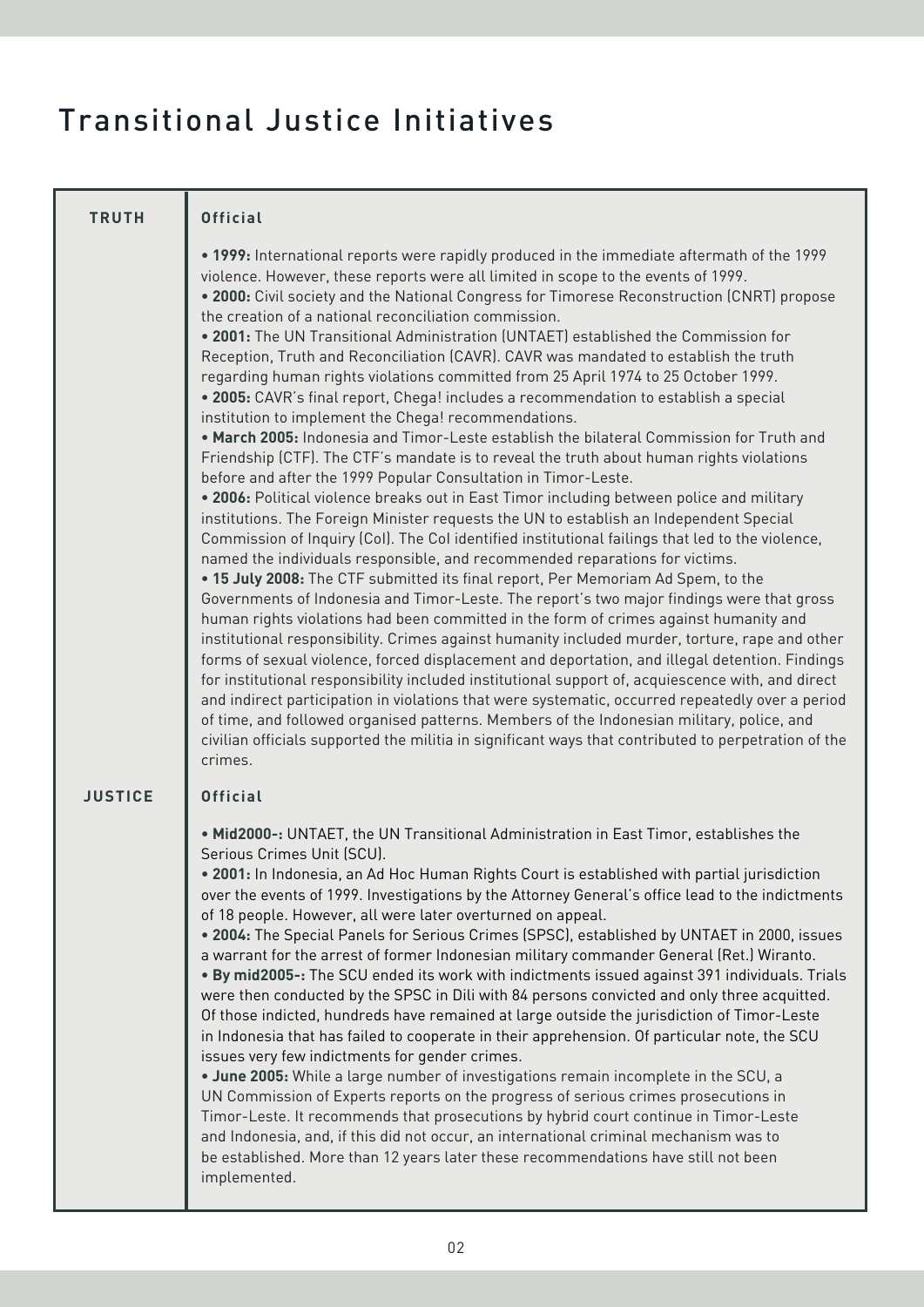# Transitional Justice Initiatives

| | |
|---|---|
| **TRUTH** | **Official**<br><br>• **1999:** International reports were rapidly produced in the immediate aftermath of the 1999 violence. However, these reports were all limited in scope to the events of 1999.<br>• **2000:** Civil society and the National Congress for Timorese Reconstruction (CNRT) propose the creation of a national reconciliation commission.<br>• **2001:** The UN Transitional Administration (UNTAET) established the Commission for Reception, Truth and Reconciliation (CAVR). CAVR was mandated to establish the truth regarding human rights violations committed from 25 April 1974 to 25 October 1999.<br>• **2005:** CAVR's final report, Chega! includes a recommendation to establish a special institution to implement the Chega! recommendations.<br>• **March 2005:** Indonesia and Timor-Leste establish the bilateral Commission for Truth and Friendship (CTF). The CTF's mandate is to reveal the truth about human rights violations before and after the 1999 Popular Consultation in Timor-Leste.<br>• **2006:** Political violence breaks out in East Timor including between police and military institutions. The Foreign Minister requests the UN to establish an Independent Special Commission of Inquiry (CoI). The CoI identified institutional failings that led to the violence, named the individuals responsible, and recommended reparations for victims.<br>• **15 July 2008:** The CTF submitted its final report, Per Memoriam Ad Spem, to the Governments of Indonesia and Timor-Leste. The report's two major findings were that gross human rights violations had been committed in the form of crimes against humanity and institutional responsibility. Crimes against humanity included murder, torture, rape and other forms of sexual violence, forced displacement and deportation, and illegal detention. Findings for institutional responsibility included institutional support of, acquiescence with, and direct and indirect participation in violations that were systematic, occurred repeatedly over a period of time, and followed organised patterns. Members of the Indonesian military, police, and civilian officials supported the militia in significant ways that contributed to perpetration of the crimes. |
| **JUSTICE** | **Official**<br><br>• **Mid2000-:** UNTAET, the UN Transitional Administration in East Timor, establishes the Serious Crimes Unit (SCU).<br>• **2001:** In Indonesia, an Ad Hoc Human Rights Court is established with partial jurisdiction over the events of 1999. Investigations by the Attorney General's office lead to the indictments of 18 people. However, all were later overturned on appeal.<br>• **2004:** The Special Panels for Serious Crimes (SPSC), established by UNTAET in 2000, issues a warrant for the arrest of former Indonesian military commander General (Ret.) Wiranto.<br>• **By mid2005-:** The SCU ended its work with indictments issued against 391 individuals. Trials were then conducted by the SPSC in Dili with 84 persons convicted and only three acquitted. Of those indicted, hundreds have remained at large outside the jurisdiction of Timor-Leste in Indonesia that has failed to cooperate in their apprehension. Of particular note, the SCU issues very few indictments for gender crimes.<br>• **June 2005:** While a large number of investigations remain incomplete in the SCU, a UN Commission of Experts reports on the progress of serious crimes prosecutions in Timor-Leste. It recommends that prosecutions by hybrid court continue in Timor-Leste and Indonesia, and, if this did not occur, an international criminal mechanism was to be established. More than 12 years later these recommendations have still not been implemented. |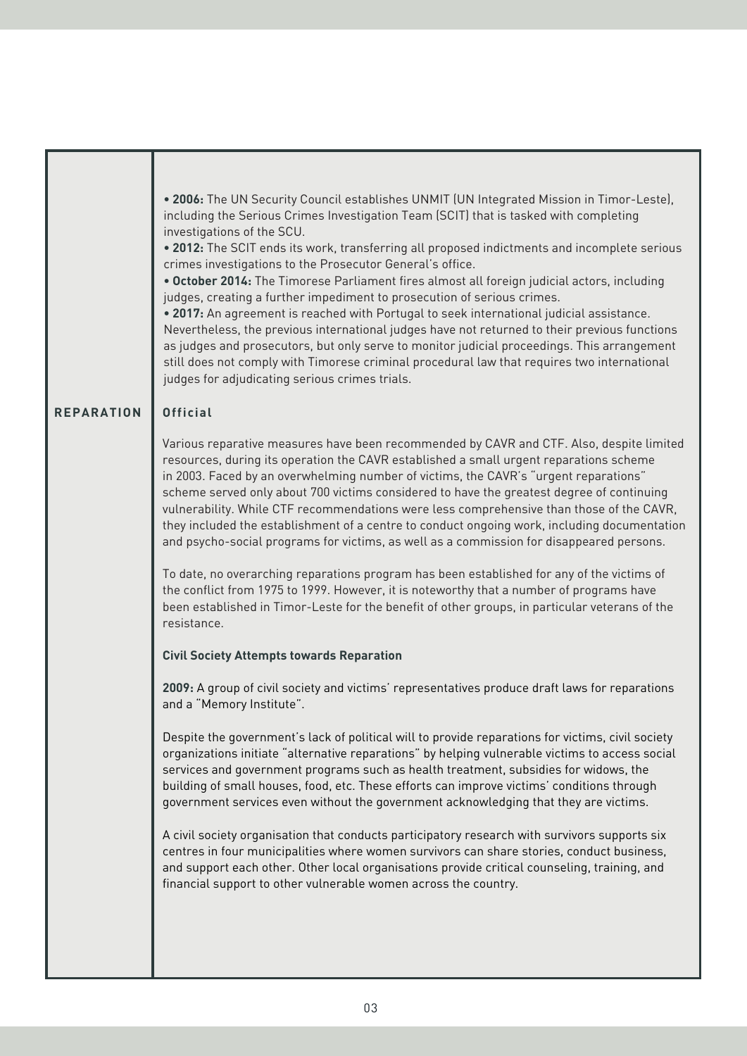- **2006:** The UN Security Council establishes UNMIT (UN Integrated Mission in Timor-Leste), including the Serious Crimes Investigation Team (SCIT) that is tasked with completing investigations of the SCU.
- **2012:** The SCIT ends its work, transferring all proposed indictments and incomplete serious crimes investigations to the Prosecutor General's office.
- **October 2014:** The Timorese Parliament fires almost all foreign judicial actors, including judges, creating a further impediment to prosecution of serious crimes.
- **2017:** An agreement is reached with Portugal to seek international judicial assistance. Nevertheless, the previous international judges have not returned to their previous functions as judges and prosecutors, but only serve to monitor judicial proceedings. This arrangement still does not comply with Timorese criminal procedural law that requires two international judges for adjudicating serious crimes trials.

## REPARATION

### Official

Various reparative measures have been recommended by CAVR and CTF. Also, despite limited resources, during its operation the CAVR established a small urgent reparations scheme in 2003. Faced by an overwhelming number of victims, the CAVR's "urgent reparations" scheme served only about 700 victims considered to have the greatest degree of continuing vulnerability. While CTF recommendations were less comprehensive than those of the CAVR, they included the establishment of a centre to conduct ongoing work, including documentation and psycho-social programs for victims, as well as a commission for disappeared persons.

To date, no overarching reparations program has been established for any of the victims of the conflict from 1975 to 1999. However, it is noteworthy that a number of programs have been established in Timor-Leste for the benefit of other groups, in particular veterans of the resistance.

### Civil Society Attempts towards Reparation

**2009:** A group of civil society and victims' representatives produce draft laws for reparations and a "Memory Institute".

Despite the government's lack of political will to provide reparations for victims, civil society organizations initiate "alternative reparations" by helping vulnerable victims to access social services and government programs such as health treatment, subsidies for widows, the building of small houses, food, etc. These efforts can improve victims' conditions through government services even without the government acknowledging that they are victims.

A civil society organisation that conducts participatory research with survivors supports six centres in four municipalities where women survivors can share stories, conduct business, and support each other. Other local organisations provide critical counseling, training, and financial support to other vulnerable women across the country.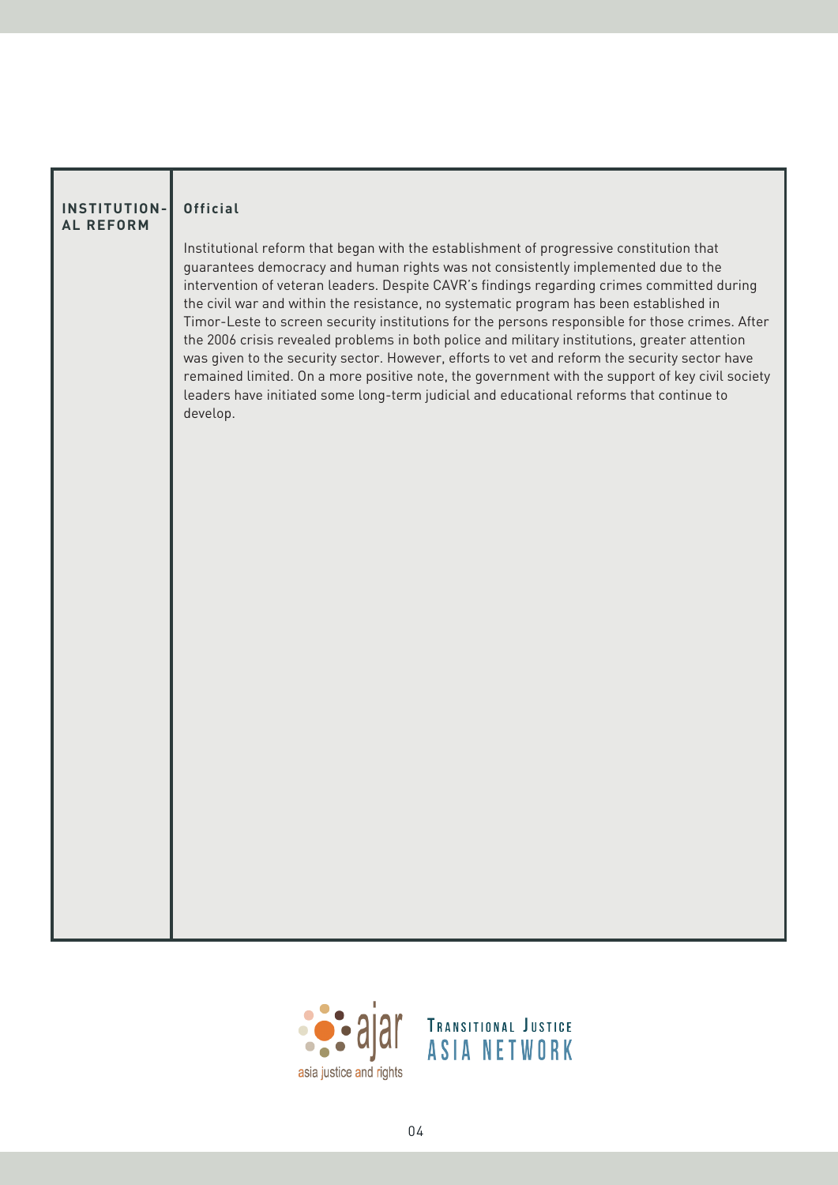| | |
|---|---|
| **INSTITUTIONAL REFORM** | **Official**<br><br>Institutional reform that began with the establishment of progressive constitution that guarantees democracy and human rights was not consistently implemented due to the intervention of veteran leaders. Despite CAVR's findings regarding crimes committed during the civil war and within the resistance, no systematic program has been established in Timor-Leste to screen security institutions for the persons responsible for those crimes. After the 2006 crisis revealed problems in both police and military institutions, greater attention was given to the security sector. However, efforts to vet and reform the security sector have remained limited. On a more positive note, the government with the support of key civil society leaders have initiated some long-term judicial and educational reforms that continue to develop. |

ajar
asia justice and rights

TRANSITIONAL JUSTICE
ASIA NETWORK